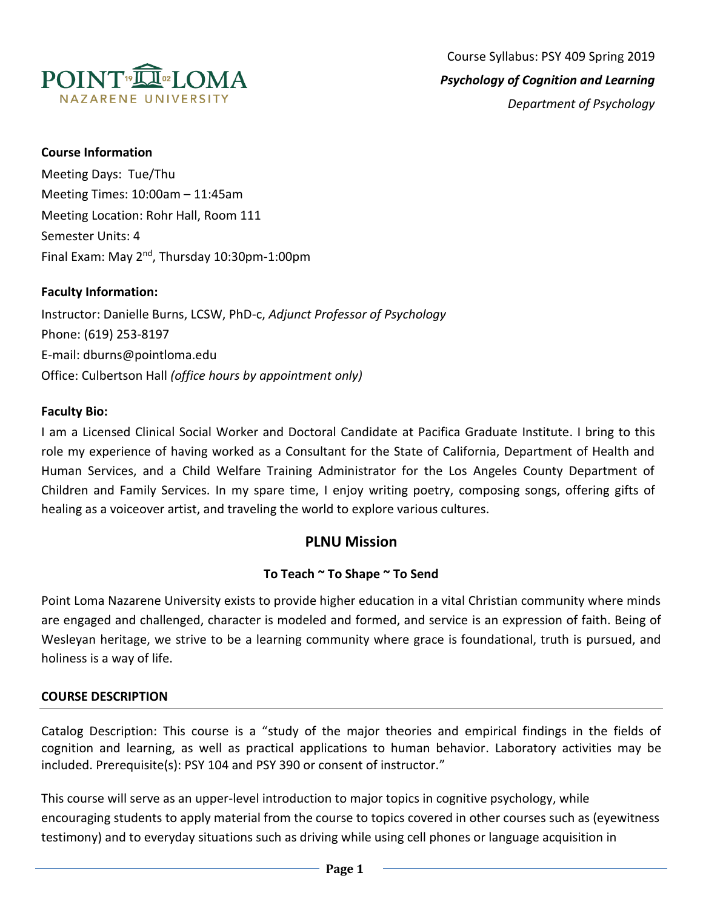Course Syllabus: PSY 409 Spring 2019

***Psychology of Cognition and Learning***

*Department of Psychology*

**Course Information**

Meeting Days: Tue/Thu

Meeting Times: 10:00am – 11:45am

Meeting Location: Rohr Hall, Room 111

Semester Units: 4

Final Exam: May 2nd, Thursday 10:30pm-1:00pm

**Faculty Information:**

Instructor: Danielle Burns, LCSW, PhD-c, *Adjunct Professor of Psychology*

Phone: (619) 253-8197

E-mail: dburns@pointloma.edu

Office: Culbertson Hall *(office hours by appointment only)*

**Faculty Bio:**

I am a Licensed Clinical Social Worker and Doctoral Candidate at Pacifica Graduate Institute. I bring to this role my experience of having worked as a Consultant for the State of California, Department of Health and Human Services, and a Child Welfare Training Administrator for the Los Angeles County Department of Children and Family Services. In my spare time, I enjoy writing poetry, composing songs, offering gifts of healing as a voiceover artist, and traveling the world to explore various cultures.

## PLNU Mission

**To Teach ~ To Shape ~ To Send**

Point Loma Nazarene University exists to provide higher education in a vital Christian community where minds are engaged and challenged, character is modeled and formed, and service is an expression of faith. Being of Wesleyan heritage, we strive to be a learning community where grace is foundational, truth is pursued, and holiness is a way of life.

**COURSE DESCRIPTION**

Catalog Description: This course is a "study of the major theories and empirical findings in the fields of cognition and learning, as well as practical applications to human behavior. Laboratory activities may be included. Prerequisite(s): PSY 104 and PSY 390 or consent of instructor."

This course will serve as an upper-level introduction to major topics in cognitive psychology, while encouraging students to apply material from the course to topics covered in other courses such as (eyewitness testimony) and to everyday situations such as driving while using cell phones or language acquisition in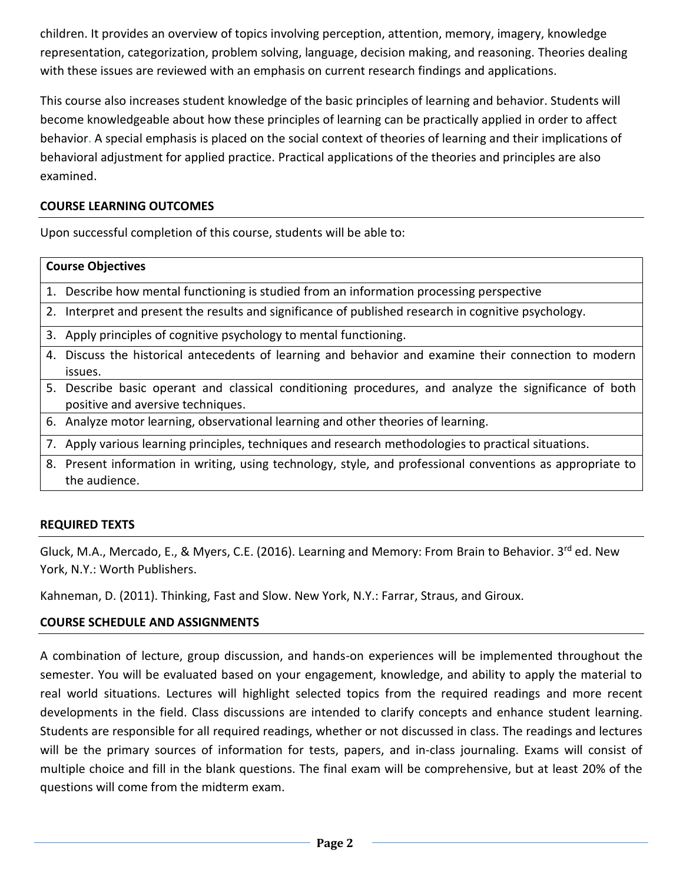children. It provides an overview of topics involving perception, attention, memory, imagery, knowledge representation, categorization, problem solving, language, decision making, and reasoning. Theories dealing with these issues are reviewed with an emphasis on current research findings and applications.

This course also increases student knowledge of the basic principles of learning and behavior. Students will become knowledgeable about how these principles of learning can be practically applied in order to affect behavior. A special emphasis is placed on the social context of theories of learning and their implications of behavioral adjustment for applied practice. Practical applications of the theories and principles are also examined.

## COURSE LEARNING OUTCOMES

Upon successful completion of this course, students will be able to:

| Course Objectives |
|---|
| 1. Describe how mental functioning is studied from an information processing perspective |
| 2. Interpret and present the results and significance of published research in cognitive psychology. |
| 3. Apply principles of cognitive psychology to mental functioning. |
| 4. Discuss the historical antecedents of learning and behavior and examine their connection to modern issues. |
| 5. Describe basic operant and classical conditioning procedures, and analyze the significance of both positive and aversive techniques. |
| 6. Analyze motor learning, observational learning and other theories of learning. |
| 7. Apply various learning principles, techniques and research methodologies to practical situations. |
| 8. Present information in writing, using technology, style, and professional conventions as appropriate to the audience. |

## REQUIRED TEXTS

Gluck, M.A., Mercado, E., & Myers, C.E. (2016). Learning and Memory: From Brain to Behavior. 3rd ed. New York, N.Y.: Worth Publishers.

Kahneman, D. (2011). Thinking, Fast and Slow. New York, N.Y.: Farrar, Straus, and Giroux.

## COURSE SCHEDULE AND ASSIGNMENTS

A combination of lecture, group discussion, and hands-on experiences will be implemented throughout the semester. You will be evaluated based on your engagement, knowledge, and ability to apply the material to real world situations. Lectures will highlight selected topics from the required readings and more recent developments in the field. Class discussions are intended to clarify concepts and enhance student learning. Students are responsible for all required readings, whether or not discussed in class. The readings and lectures will be the primary sources of information for tests, papers, and in-class journaling. Exams will consist of multiple choice and fill in the blank questions. The final exam will be comprehensive, but at least 20% of the questions will come from the midterm exam.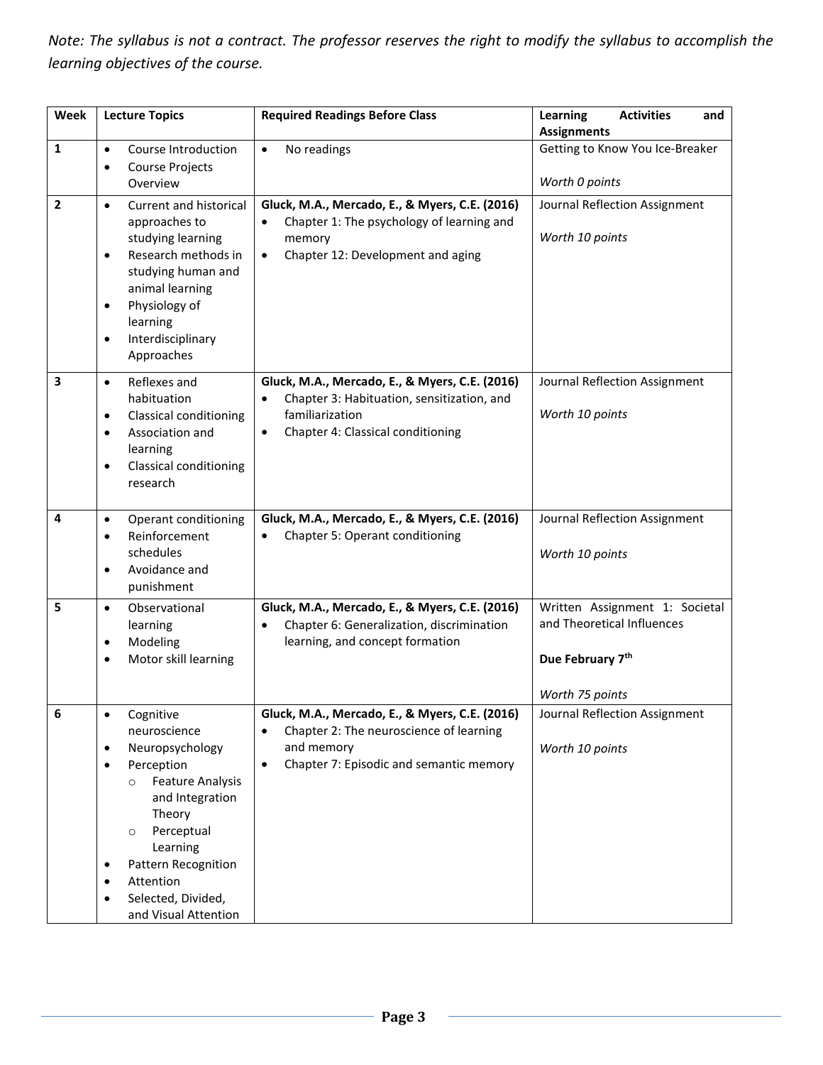*Note: The syllabus is not a contract. The professor reserves the right to modify the syllabus to accomplish the learning objectives of the course.*

| Week | Lecture Topics | Required Readings Before Class | Learning Activities and Assignments |
|---|---|---|---|
| 1 | • Course Introduction<br>• Course Projects Overview | • No readings | Getting to Know You Ice-Breaker<br><br>*Worth 0 points* |
| 2 | • Current and historical approaches to studying learning<br>• Research methods in studying human and animal learning<br>• Physiology of learning<br>• Interdisciplinary Approaches | **Gluck, M.A., Mercado, E., & Myers, C.E. (2016)**<br>• Chapter 1: The psychology of learning and memory<br>• Chapter 12: Development and aging | Journal Reflection Assignment<br><br>*Worth 10 points* |
| 3 | • Reflexes and habituation<br>• Classical conditioning<br>• Association and learning<br>• Classical conditioning research | **Gluck, M.A., Mercado, E., & Myers, C.E. (2016)**<br>• Chapter 3: Habituation, sensitization, and familiarization<br>• Chapter 4: Classical conditioning | Journal Reflection Assignment<br><br>*Worth 10 points* |
| 4 | • Operant conditioning<br>• Reinforcement schedules<br>• Avoidance and punishment | **Gluck, M.A., Mercado, E., & Myers, C.E. (2016)**<br>• Chapter 5: Operant conditioning | Journal Reflection Assignment<br><br>*Worth 10 points* |
| 5 | • Observational learning<br>• Modeling<br>• Motor skill learning | **Gluck, M.A., Mercado, E., & Myers, C.E. (2016)**<br>• Chapter 6: Generalization, discrimination learning, and concept formation | Written Assignment 1: Societal and Theoretical Influences<br><br>**Due February 7th**<br><br>*Worth 75 points* |
| 6 | • Cognitive neuroscience<br>• Neuropsychology<br>• Perception<br>&nbsp;&nbsp;&nbsp;&nbsp;○ Feature Analysis and Integration Theory<br>&nbsp;&nbsp;&nbsp;&nbsp;○ Perceptual Learning<br>• Pattern Recognition<br>• Attention<br>• Selected, Divided, and Visual Attention | **Gluck, M.A., Mercado, E., & Myers, C.E. (2016)**<br>• Chapter 2: The neuroscience of learning and memory<br>• Chapter 7: Episodic and semantic memory | Journal Reflection Assignment<br><br>*Worth 10 points* |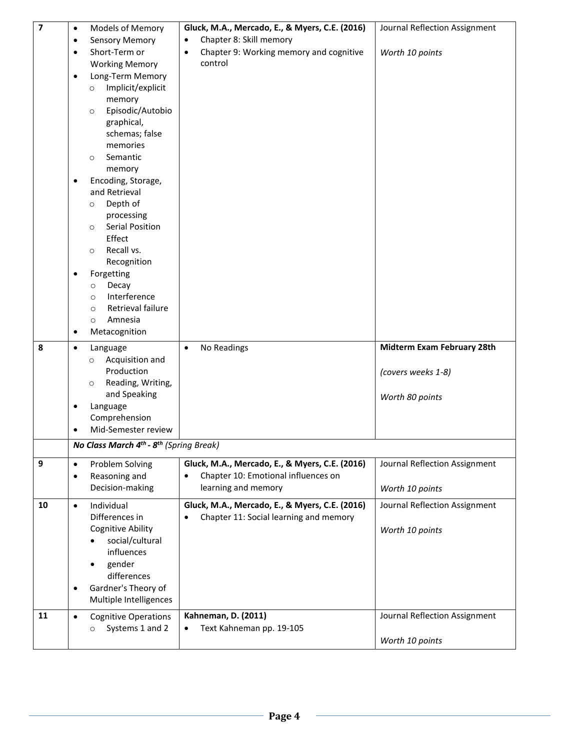| 7 | • Models of Memory<br>• Sensory Memory<br>• Short-Term or Working Memory<br>• Long-Term Memory<br>  ○ Implicit/explicit memory<br>  ○ Episodic/Autobiographical, schemas; false memories<br>  ○ Semantic memory<br>• Encoding, Storage, and Retrieval<br>  ○ Depth of processing<br>  ○ Serial Position Effect<br>  ○ Recall vs. Recognition<br>• Forgetting<br>  ○ Decay<br>  ○ Interference<br>  ○ Retrieval failure<br>  ○ Amnesia<br>• Metacognition | **Gluck, M.A., Mercado, E., & Myers, C.E. (2016)**<br>• Chapter 8: Skill memory<br>• Chapter 9: Working memory and cognitive control | Journal Reflection Assignment<br><br>*Worth 10 points* |
|---|---|---|---|
| 8 | • Language<br>  ○ Acquisition and Production<br>  ○ Reading, Writing, and Speaking<br>• Language Comprehension<br>• Mid-Semester review | • No Readings | **Midterm Exam February 28th**<br><br>*(covers weeks 1-8)*<br><br>*Worth 80 points* |
| | ***No Class March 4th - 8th** (Spring Break)* | | |
| 9 | • Problem Solving<br>• Reasoning and Decision-making | **Gluck, M.A., Mercado, E., & Myers, C.E. (2016)**<br>• Chapter 10: Emotional influences on learning and memory | Journal Reflection Assignment<br><br>*Worth 10 points* |
| 10 | • Individual Differences in Cognitive Ability<br>  • social/cultural influences<br>  • gender differences<br>• Gardner's Theory of Multiple Intelligences | **Gluck, M.A., Mercado, E., & Myers, C.E. (2016)**<br>• Chapter 11: Social learning and memory | Journal Reflection Assignment<br><br>*Worth 10 points* |
| 11 | • Cognitive Operations<br>  ○ Systems 1 and 2 | **Kahneman, D. (2011)**<br>• Text Kahneman pp. 19-105 | Journal Reflection Assignment<br><br>*Worth 10 points* |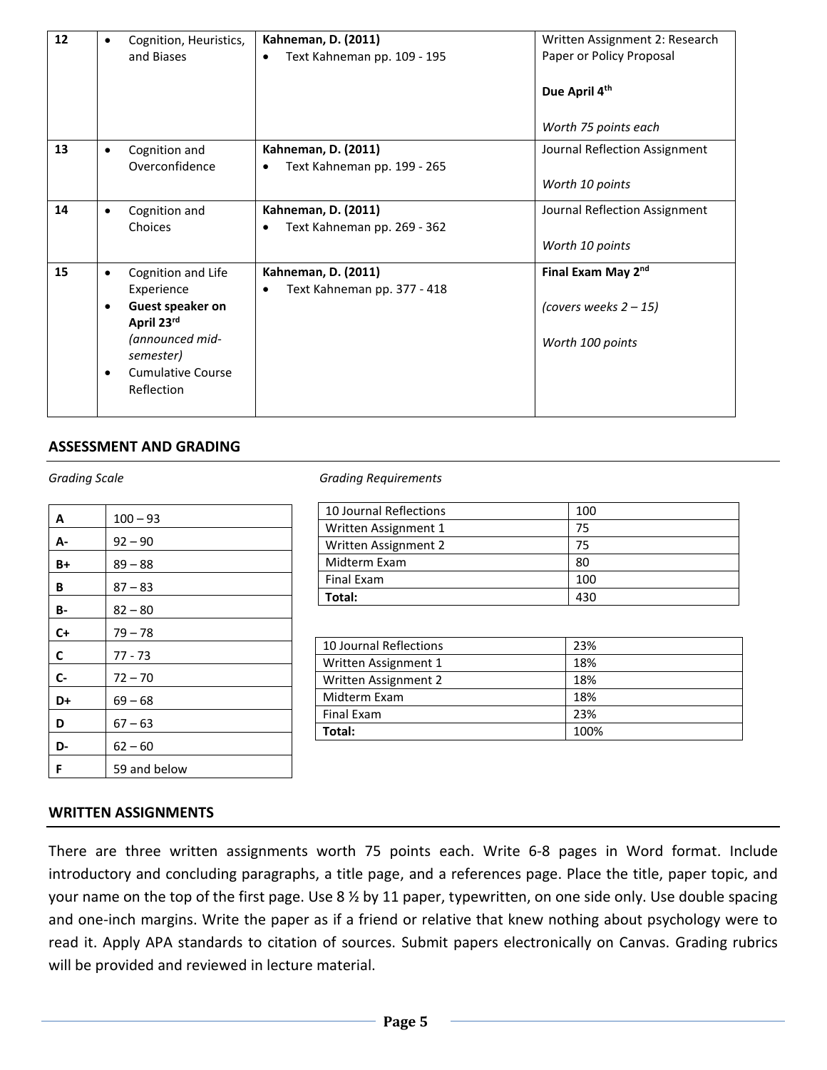| 12 | • Cognition, Heuristics, and Biases | **Kahneman, D. (2011)**<br>• Text Kahneman pp. 109 - 195 | Written Assignment 2: Research Paper or Policy Proposal<br><br>**Due April 4th**<br><br>*Worth 75 points each* |
|---|---|---|---|
| 13 | • Cognition and Overconfidence | **Kahneman, D. (2011)**<br>• Text Kahneman pp. 199 - 265 | Journal Reflection Assignment<br><br>*Worth 10 points* |
| 14 | • Cognition and Choices | **Kahneman, D. (2011)**<br>• Text Kahneman pp. 269 - 362 | Journal Reflection Assignment<br><br>*Worth 10 points* |
| 15 | • Cognition and Life Experience<br>• **Guest speaker on April 23rd** *(announced mid-semester)*<br>• Cumulative Course Reflection | **Kahneman, D. (2011)**<br>• Text Kahneman pp. 377 - 418 | **Final Exam May 2nd**<br><br>*(covers weeks 2 – 15)*<br><br>*Worth 100 points* |

## ASSESSMENT AND GRADING

*Grading Scale*

| | |
|---|---|
| **A** | 100 – 93 |
| **A-** | 92 – 90 |
| **B+** | 89 – 88 |
| **B** | 87 – 83 |
| **B-** | 82 – 80 |
| **C+** | 79 – 78 |
| **C** | 77 - 73 |
| **C-** | 72 – 70 |
| **D+** | 69 – 68 |
| **D** | 67 – 63 |
| **D-** | 62 – 60 |
| **F** | 59 and below |

*Grading Requirements*

| | |
|---|---|
| 10 Journal Reflections | 100 |
| Written Assignment 1 | 75 |
| Written Assignment 2 | 75 |
| Midterm Exam | 80 |
| Final Exam | 100 |
| **Total:** | 430 |

| | |
|---|---|
| 10 Journal Reflections | 23% |
| Written Assignment 1 | 18% |
| Written Assignment 2 | 18% |
| Midterm Exam | 18% |
| Final Exam | 23% |
| **Total:** | 100% |

## WRITTEN ASSIGNMENTS

There are three written assignments worth 75 points each. Write 6-8 pages in Word format. Include introductory and concluding paragraphs, a title page, and a references page. Place the title, paper topic, and your name on the top of the first page. Use 8 ½ by 11 paper, typewritten, on one side only. Use double spacing and one-inch margins. Write the paper as if a friend or relative that knew nothing about psychology were to read it. Apply APA standards to citation of sources. Submit papers electronically on Canvas. Grading rubrics will be provided and reviewed in lecture material.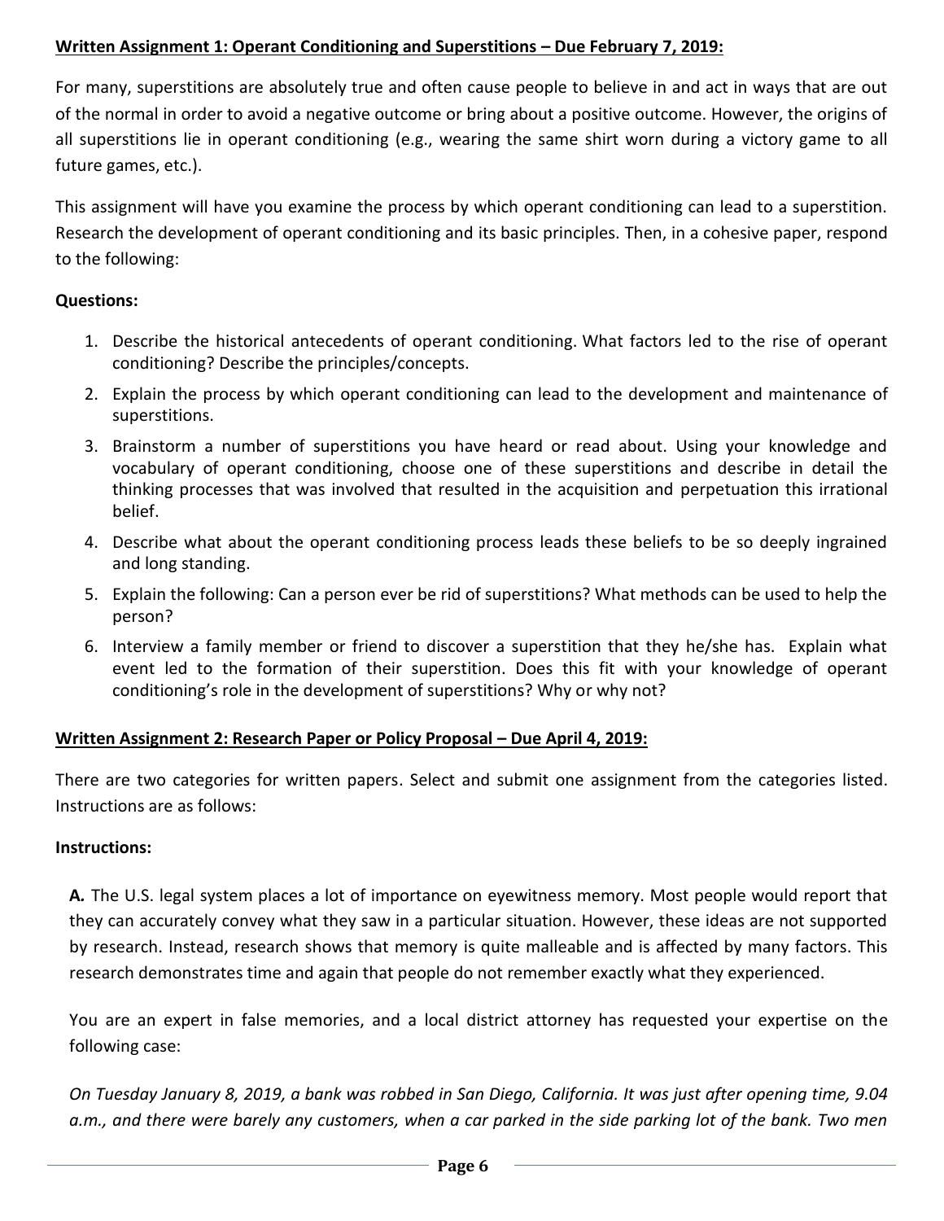**<u>Written Assignment 1: Operant Conditioning and Superstitions – Due February 7, 2019:</u>**

For many, superstitions are absolutely true and often cause people to believe in and act in ways that are out of the normal in order to avoid a negative outcome or bring about a positive outcome. However, the origins of all superstitions lie in operant conditioning (e.g., wearing the same shirt worn during a victory game to all future games, etc.).

This assignment will have you examine the process by which operant conditioning can lead to a superstition. Research the development of operant conditioning and its basic principles. Then, in a cohesive paper, respond to the following:

**Questions:**

1. Describe the historical antecedents of operant conditioning. What factors led to the rise of operant conditioning? Describe the principles/concepts.
2. Explain the process by which operant conditioning can lead to the development and maintenance of superstitions.
3. Brainstorm a number of superstitions you have heard or read about. Using your knowledge and vocabulary of operant conditioning, choose one of these superstitions and describe in detail the thinking processes that was involved that resulted in the acquisition and perpetuation this irrational belief.
4. Describe what about the operant conditioning process leads these beliefs to be so deeply ingrained and long standing.
5. Explain the following: Can a person ever be rid of superstitions? What methods can be used to help the person?
6. Interview a family member or friend to discover a superstition that they he/she has. Explain what event led to the formation of their superstition. Does this fit with your knowledge of operant conditioning's role in the development of superstitions? Why or why not?

**<u>Written Assignment 2: Research Paper or Policy Proposal – Due April 4, 2019:</u>**

There are two categories for written papers. Select and submit one assignment from the categories listed. Instructions are as follows:

**Instructions:**

**A.** The U.S. legal system places a lot of importance on eyewitness memory. Most people would report that they can accurately convey what they saw in a particular situation. However, these ideas are not supported by research. Instead, research shows that memory is quite malleable and is affected by many factors. This research demonstrates time and again that people do not remember exactly what they experienced.

You are an expert in false memories, and a local district attorney has requested your expertise on the following case:

*On Tuesday January 8, 2019, a bank was robbed in San Diego, California. It was just after opening time, 9.04 a.m., and there were barely any customers, when a car parked in the side parking lot of the bank. Two men*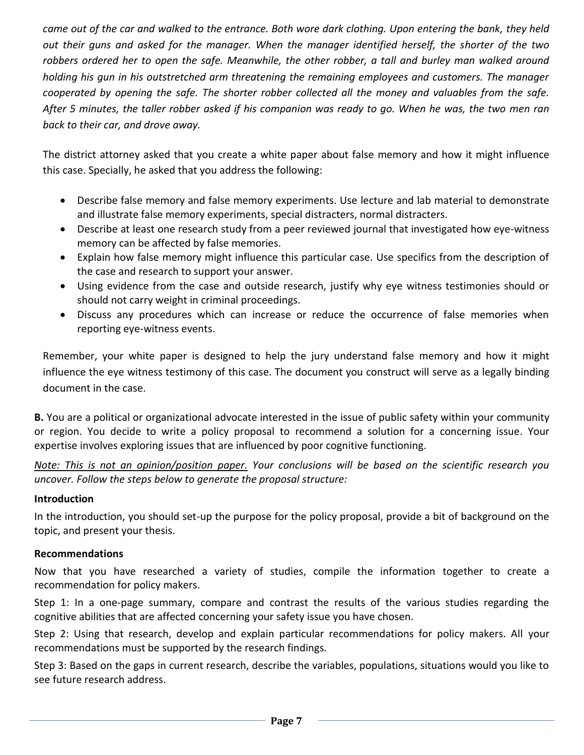*came out of the car and walked to the entrance. Both wore dark clothing. Upon entering the bank, they held out their guns and asked for the manager. When the manager identified herself, the shorter of the two robbers ordered her to open the safe. Meanwhile, the other robber, a tall and burley man walked around holding his gun in his outstretched arm threatening the remaining employees and customers. The manager cooperated by opening the safe. The shorter robber collected all the money and valuables from the safe. After 5 minutes, the taller robber asked if his companion was ready to go. When he was, the two men ran back to their car, and drove away.*

The district attorney asked that you create a white paper about false memory and how it might influence this case. Specially, he asked that you address the following:

- Describe false memory and false memory experiments. Use lecture and lab material to demonstrate and illustrate false memory experiments, special distracters, normal distracters.
- Describe at least one research study from a peer reviewed journal that investigated how eye-witness memory can be affected by false memories.
- Explain how false memory might influence this particular case. Use specifics from the description of the case and research to support your answer.
- Using evidence from the case and outside research, justify why eye witness testimonies should or should not carry weight in criminal proceedings.
- Discuss any procedures which can increase or reduce the occurrence of false memories when reporting eye-witness events.

Remember, your white paper is designed to help the jury understand false memory and how it might influence the eye witness testimony of this case. The document you construct will serve as a legally binding document in the case.

**B.** You are a political or organizational advocate interested in the issue of public safety within your community or region. You decide to write a policy proposal to recommend a solution for a concerning issue. Your expertise involves exploring issues that are influenced by poor cognitive functioning.

*<u>Note: This is not an opinion/position paper.</u> Your conclusions will be based on the scientific research you uncover. Follow the steps below to generate the proposal structure:*

**Introduction**

In the introduction, you should set-up the purpose for the policy proposal, provide a bit of background on the topic, and present your thesis.

**Recommendations**

Now that you have researched a variety of studies, compile the information together to create a recommendation for policy makers.

Step 1: In a one-page summary, compare and contrast the results of the various studies regarding the cognitive abilities that are affected concerning your safety issue you have chosen.

Step 2: Using that research, develop and explain particular recommendations for policy makers. All your recommendations must be supported by the research findings.

Step 3: Based on the gaps in current research, describe the variables, populations, situations would you like to see future research address.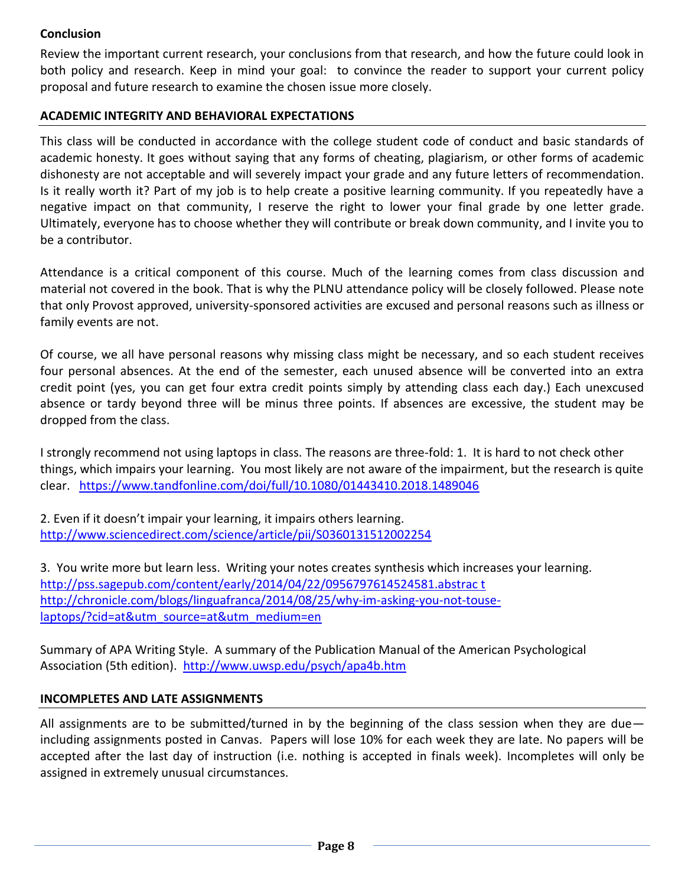**Conclusion**

Review the important current research, your conclusions from that research, and how the future could look in both policy and research. Keep in mind your goal: to convince the reader to support your current policy proposal and future research to examine the chosen issue more closely.

## ACADEMIC INTEGRITY AND BEHAVIORAL EXPECTATIONS

This class will be conducted in accordance with the college student code of conduct and basic standards of academic honesty. It goes without saying that any forms of cheating, plagiarism, or other forms of academic dishonesty are not acceptable and will severely impact your grade and any future letters of recommendation. Is it really worth it? Part of my job is to help create a positive learning community. If you repeatedly have a negative impact on that community, I reserve the right to lower your final grade by one letter grade. Ultimately, everyone has to choose whether they will contribute or break down community, and I invite you to be a contributor.

Attendance is a critical component of this course. Much of the learning comes from class discussion and material not covered in the book. That is why the PLNU attendance policy will be closely followed. Please note that only Provost approved, university-sponsored activities are excused and personal reasons such as illness or family events are not.

Of course, we all have personal reasons why missing class might be necessary, and so each student receives four personal absences. At the end of the semester, each unused absence will be converted into an extra credit point (yes, you can get four extra credit points simply by attending class each day.) Each unexcused absence or tardy beyond three will be minus three points. If absences are excessive, the student may be dropped from the class.

I strongly recommend not using laptops in class. The reasons are three-fold: 1. It is hard to not check other things, which impairs your learning. You most likely are not aware of the impairment, but the research is quite clear. https://www.tandfonline.com/doi/full/10.1080/01443410.2018.1489046

2. Even if it doesn't impair your learning, it impairs others learning.
http://www.sciencedirect.com/science/article/pii/S0360131512002254

3. You write more but learn less. Writing your notes creates synthesis which increases your learning.
http://pss.sagepub.com/content/early/2014/04/22/0956797614524581.abstrac t
http://chronicle.com/blogs/linguafranca/2014/08/25/why-im-asking-you-not-touse-laptops/?cid=at&utm_source=at&utm_medium=en

Summary of APA Writing Style. A summary of the Publication Manual of the American Psychological Association (5th edition). http://www.uwsp.edu/psych/apa4b.htm

## INCOMPLETES AND LATE ASSIGNMENTS

All assignments are to be submitted/turned in by the beginning of the class session when they are due—including assignments posted in Canvas. Papers will lose 10% for each week they are late. No papers will be accepted after the last day of instruction (i.e. nothing is accepted in finals week). Incompletes will only be assigned in extremely unusual circumstances.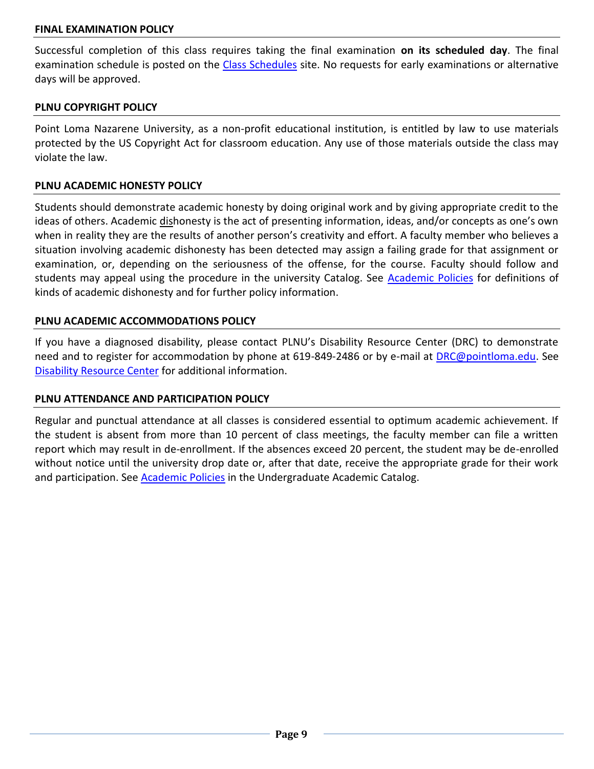### FINAL EXAMINATION POLICY

Successful completion of this class requires taking the final examination **on its scheduled day**. The final examination schedule is posted on the [Class Schedules](Class Schedules) site. No requests for early examinations or alternative days will be approved.

### PLNU COPYRIGHT POLICY

Point Loma Nazarene University, as a non-profit educational institution, is entitled by law to use materials protected by the US Copyright Act for classroom education. Any use of those materials outside the class may violate the law.

### PLNU ACADEMIC HONESTY POLICY

Students should demonstrate academic honesty by doing original work and by giving appropriate credit to the ideas of others. Academic <u>dis</u>honesty is the act of presenting information, ideas, and/or concepts as one's own when in reality they are the results of another person's creativity and effort. A faculty member who believes a situation involving academic dishonesty has been detected may assign a failing grade for that assignment or examination, or, depending on the seriousness of the offense, for the course. Faculty should follow and students may appeal using the procedure in the university Catalog. See [Academic Policies](Academic Policies) for definitions of kinds of academic dishonesty and for further policy information.

### PLNU ACADEMIC ACCOMMODATIONS POLICY

If you have a diagnosed disability, please contact PLNU's Disability Resource Center (DRC) to demonstrate need and to register for accommodation by phone at 619-849-2486 or by e-mail at [DRC@pointloma.edu](mailto:DRC@pointloma.edu). See [Disability Resource Center](Disability Resource Center) for additional information.

### PLNU ATTENDANCE AND PARTICIPATION POLICY

Regular and punctual attendance at all classes is considered essential to optimum academic achievement. If the student is absent from more than 10 percent of class meetings, the faculty member can file a written report which may result in de-enrollment. If the absences exceed 20 percent, the student may be de-enrolled without notice until the university drop date or, after that date, receive the appropriate grade for their work and participation. See [Academic Policies](Academic Policies) in the Undergraduate Academic Catalog.